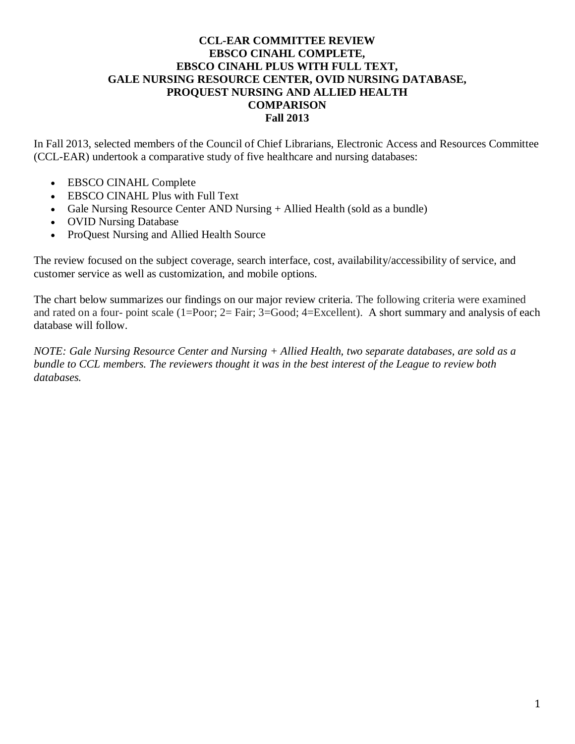# CCL-EAR COMMITTEE REVIEW
# EBSCO CINAHL COMPLETE,
# EBSCO CINAHL PLUS WITH FULL TEXT,
# GALE NURSING RESOURCE CENTER, OVID NURSING DATABASE,
# PROQUEST NURSING AND ALLIED HEALTH
# COMPARISON
# Fall 2013

In Fall 2013, selected members of the Council of Chief Librarians, Electronic Access and Resources Committee (CCL-EAR) undertook a comparative study of five healthcare and nursing databases:

- EBSCO CINAHL Complete
- EBSCO CINAHL Plus with Full Text
- Gale Nursing Resource Center AND Nursing + Allied Health (sold as a bundle)
- OVID Nursing Database
- ProQuest Nursing and Allied Health Source

The review focused on the subject coverage, search interface, cost, availability/accessibility of service, and customer service as well as customization, and mobile options.

The chart below summarizes our findings on our major review criteria. The following criteria were examined and rated on a four- point scale (1=Poor; 2= Fair; 3=Good; 4=Excellent). A short summary and analysis of each database will follow.

*NOTE: Gale Nursing Resource Center and Nursing + Allied Health, two separate databases, are sold as a bundle to CCL members. The reviewers thought it was in the best interest of the League to review both databases.*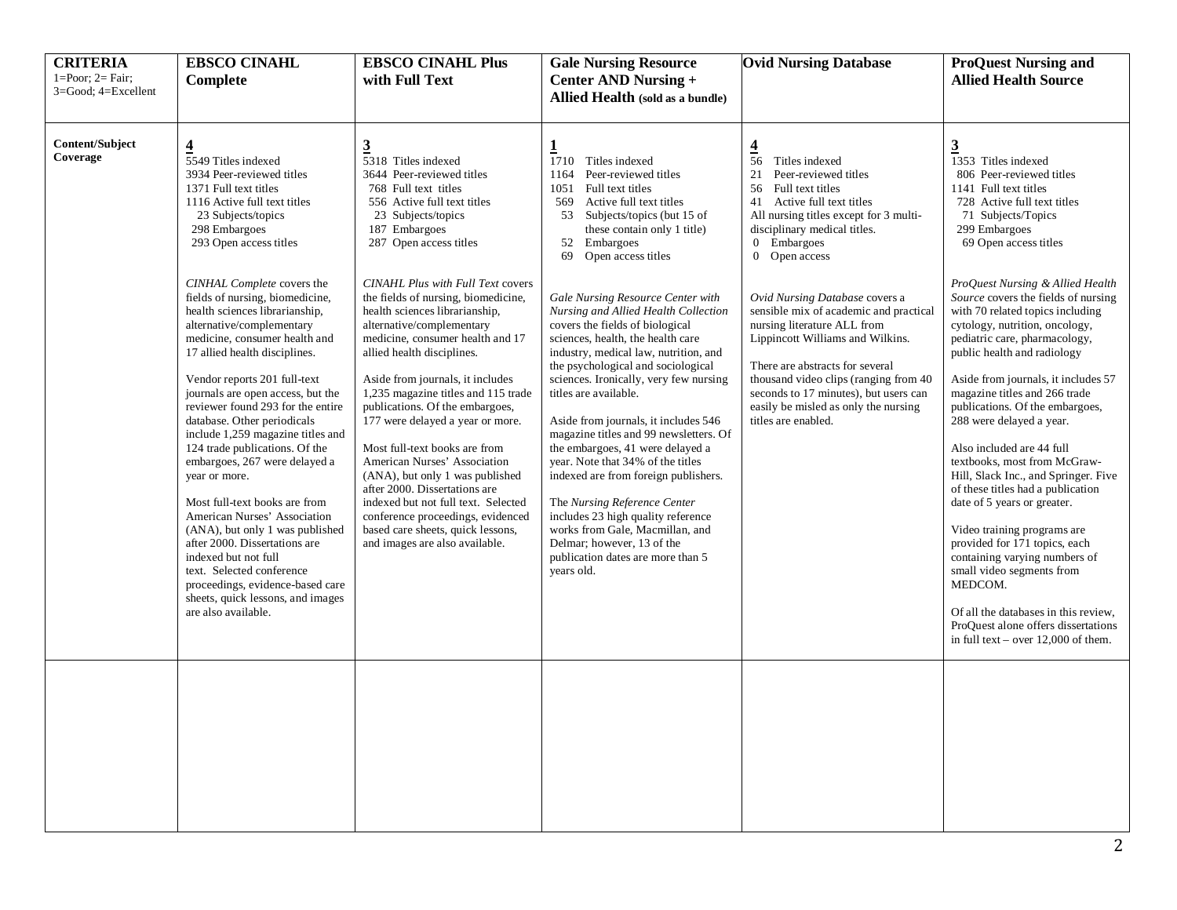| **CRITERIA** 1=Poor; 2= Fair; 3=Good; 4=Excellent | **EBSCO CINAHL Complete** | **EBSCO CINAHL Plus with Full Text** | **Gale Nursing Resource Center AND Nursing + Allied Health (sold as a bundle)** | **Ovid Nursing Database** | **ProQuest Nursing and Allied Health Source** |
|---|---|---|---|---|---|
| **Content/Subject Coverage** | **4**<br>5549 Titles indexed<br>3934 Peer-reviewed titles<br>1371 Full text titles<br>1116 Active full text titles<br>23 Subjects/topics<br>298 Embargoes<br>293 Open access titles<br><br>*CINHAL Complete* covers the fields of nursing, biomedicine, health sciences librarianship, alternative/complementary medicine, consumer health and 17 allied health disciplines.<br><br>Vendor reports 201 full-text journals are open access, but the reviewer found 293 for the entire database. Other periodicals include 1,259 magazine titles and 124 trade publications. Of the embargoes, 267 were delayed a year or more.<br><br>Most full-text books are from American Nurses' Association (ANA), but only 1 was published after 2000. Dissertations are indexed but not full text. Selected conference proceedings, evidence-based care sheets, quick lessons, and images are also available. | **3**<br>5318 Titles indexed<br>3644 Peer-reviewed titles<br>768 Full text titles<br>556 Active full text titles<br>23 Subjects/topics<br>187 Embargoes<br>287 Open access titles<br><br>*CINAHL Plus with Full Text* covers the fields of nursing, biomedicine, health sciences librarianship, alternative/complementary medicine, consumer health and 17 allied health disciplines.<br><br>Aside from journals, it includes 1,235 magazine titles and 115 trade publications. Of the embargoes, 177 were delayed a year or more.<br><br>Most full-text books are from American Nurses' Association (ANA), but only 1 was published after 2000. Dissertations are indexed but not full text. Selected conference proceedings, evidenced based care sheets, quick lessons, and images are also available. | **1**<br>1710 Titles indexed<br>1164 Peer-reviewed titles<br>1051 Full text titles<br>569 Active full text titles<br>53 Subjects/topics (but 15 of these contain only 1 title)<br>52 Embargoes<br>69 Open access titles<br><br>*Gale Nursing Resource Center with Nursing and Allied Health Collection* covers the fields of biological sciences, health, the health care industry, medical law, nutrition, and the psychological and sociological sciences. Ironically, very few nursing titles are available.<br><br>Aside from journals, it includes 546 magazine titles and 99 newsletters. Of the embargoes, 41 were delayed a year. Note that 34% of the titles indexed are from foreign publishers.<br><br>The *Nursing Reference Center* includes 23 high quality reference works from Gale, Macmillan, and Delmar; however, 13 of the publication dates are more than 5 years old. | **4**<br>56 Titles indexed<br>21 Peer-reviewed titles<br>56 Full text titles<br>41 Active full text titles<br>All nursing titles except for 3 multi-disciplinary medical titles.<br>0 Embargoes<br>0 Open access<br><br>*Ovid Nursing Database* covers a sensible mix of academic and practical nursing literature ALL from Lippincott Williams and Wilkins.<br><br>There are abstracts for several thousand video clips (ranging from 40 seconds to 17 minutes), but users can easily be misled as only the nursing titles are enabled. | **3**<br>1353 Titles indexed<br>806 Peer-reviewed titles<br>1141 Full text titles<br>728 Active full text titles<br>71 Subjects/Topics<br>299 Embargoes<br>69 Open access titles<br><br>*ProQuest Nursing & Allied Health Source* covers the fields of nursing with 70 related topics including cytology, nutrition, oncology, pediatric care, pharmacology, public health and radiology<br><br>Aside from journals, it includes 57 magazine titles and 266 trade publications. Of the embargoes, 288 were delayed a year.<br><br>Also included are 44 full textbooks, most from McGraw-Hill, Slack Inc., and Springer. Five of these titles had a publication date of 5 years or greater.<br><br>Video training programs are provided for 171 topics, each containing varying numbers of small video segments from MEDCOM.<br><br>Of all the databases in this review, ProQuest alone offers dissertations in full text – over 12,000 of them. |
| | | | | | |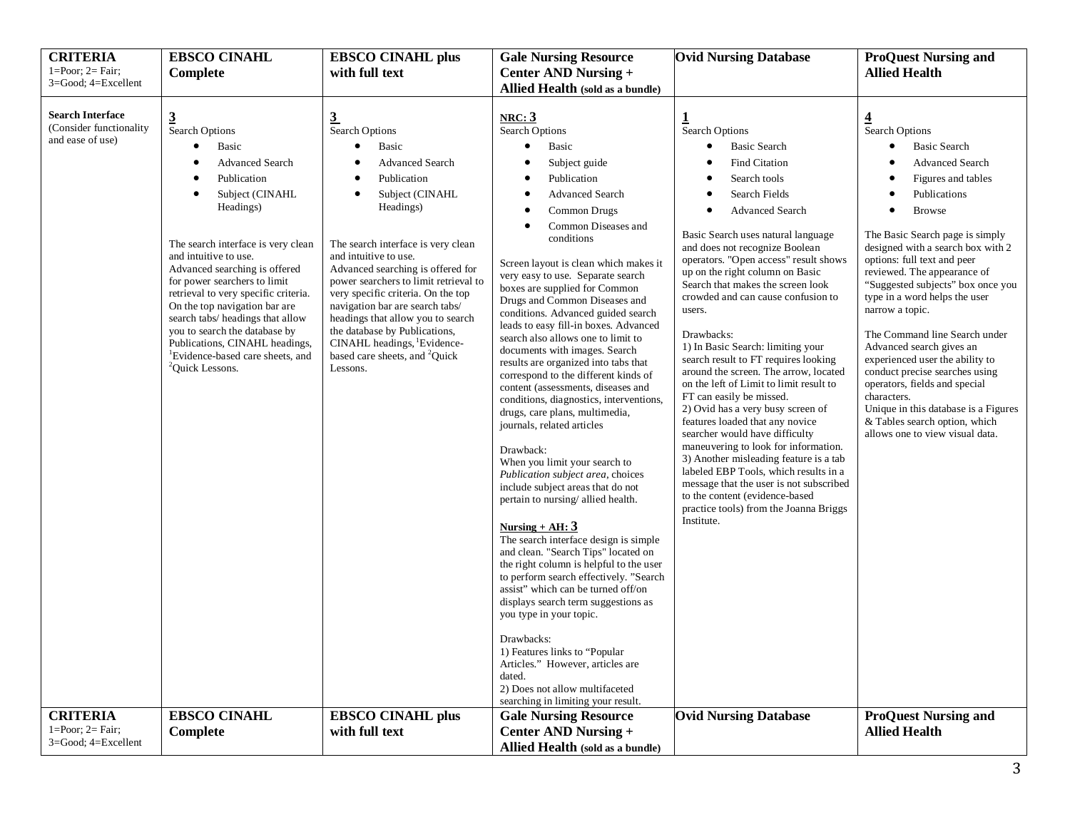| CRITERIA 1=Poor; 2= Fair; 3=Good; 4=Excellent | EBSCO CINAHL Complete | EBSCO CINAHL plus with full text | Gale Nursing Resource Center AND Nursing + Allied Health (sold as a bundle) | Ovid Nursing Database | ProQuest Nursing and Allied Health |
|---|---|---|---|---|---|
| **Search Interface** (Consider functionality and ease of use) | **3**<br>Search Options<br>• Basic<br>• Advanced Search<br>• Publication<br>• Subject (CINAHL Headings)<br><br>The search interface is very clean and intuitive to use.<br>Advanced searching is offered for power searchers to limit retrieval to very specific criteria. On the top navigation bar are search tabs/ headings that allow you to search the database by Publications, CINAHL headings, [1]Evidence-based care sheets, and [2]Quick Lessons. | **3**<br>Search Options<br>• Basic<br>• Advanced Search<br>• Publication<br>• Subject (CINAHL Headings)<br><br>The search interface is very clean and intuitive to use.<br>Advanced searching is offered for power searchers to limit retrieval to very specific criteria. On the top navigation bar are search tabs/ headings that allow you to search the database by Publications, CINAHL headings, [1]Evidence-based care sheets, and [2]Quick Lessons. | **NRC: 3**<br>Search Options<br>• Basic<br>• Subject guide<br>• Publication<br>• Advanced Search<br>• Common Drugs<br>• Common Diseases and conditions<br><br>Screen layout is clean which makes it very easy to use. Separate search boxes are supplied for Common Drugs and Common Diseases and conditions. Advanced guided search leads to easy fill-in boxes. Advanced search also allows one to limit to documents with images. Search results are organized into tabs that correspond to the different kinds of content (assessments, diseases and conditions, diagnostics, interventions, drugs, care plans, multimedia, journals, related articles<br><br>Drawback:<br>When you limit your search to *Publication subject area*, choices include subject areas that do not pertain to nursing/ allied health.<br><br>**Nursing + AH: 3**<br>The search interface design is simple and clean. "Search Tips" located on the right column is helpful to the user to perform search effectively. "Search assist" which can be turned off/on displays search term suggestions as you type in your topic.<br><br>Drawbacks:<br>1) Features links to "Popular Articles." However, articles are dated.<br>2) Does not allow multifaceted searching in limiting your result. | **1**<br>Search Options<br>• Basic Search<br>• Find Citation<br>• Search tools<br>• Search Fields<br>• Advanced Search<br><br>Basic Search uses natural language and does not recognize Boolean operators. "Open access" result shows up on the right column on Basic Search that makes the screen look crowded and can cause confusion to users.<br><br>Drawbacks:<br>1) In Basic Search: limiting your search result to FT requires looking around the screen. The arrow, located on the left of Limit to limit result to FT can easily be missed.<br>2) Ovid has a very busy screen of features loaded that any novice searcher would have difficulty maneuvering to look for information.<br>3) Another misleading feature is a tab labeled EBP Tools, which results in a message that the user is not subscribed to the content (evidence-based practice tools) from the Joanna Briggs Institute. | **4**<br>Search Options<br>• Basic Search<br>• Advanced Search<br>• Figures and tables<br>• Publications<br>• Browse<br><br>The Basic Search page is simply designed with a search box with 2 options: full text and peer reviewed. The appearance of "Suggested subjects" box once you type in a word helps the user narrow a topic.<br><br>The Command line Search under Advanced search gives an experienced user the ability to conduct precise searches using operators, fields and special characters.<br>Unique in this database is a Figures & Tables search option, which allows one to view visual data. |
| **CRITERIA** 1=Poor; 2= Fair; 3=Good; 4=Excellent | **EBSCO CINAHL Complete** | **EBSCO CINAHL plus with full text** | **Gale Nursing Resource Center AND Nursing + Allied Health (sold as a bundle)** | **Ovid Nursing Database** | **ProQuest Nursing and Allied Health** |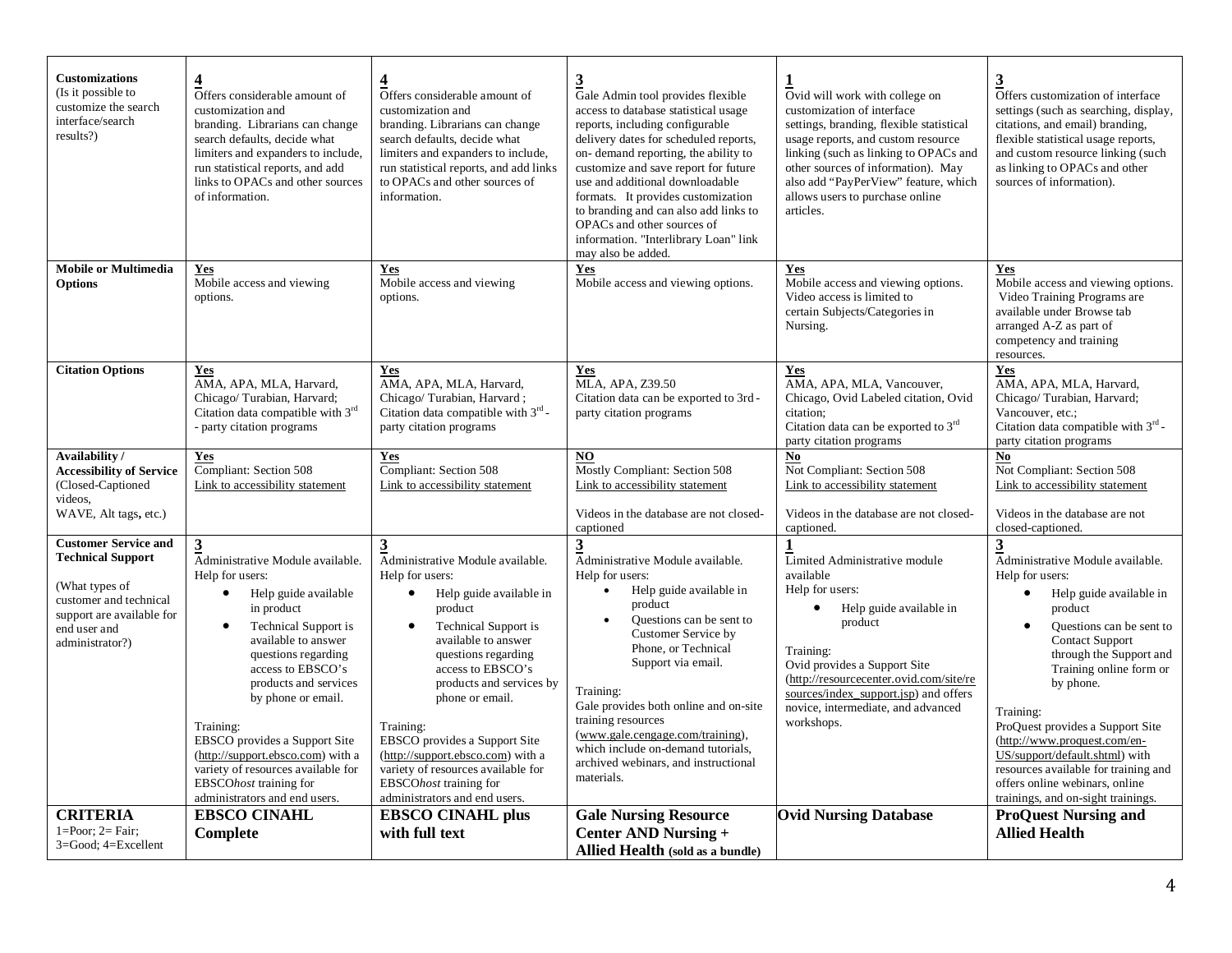| **Customizations** (Is it possible to customize the search interface/search results?) | **4** Offers considerable amount of customization and branding. Librarians can change search defaults, decide what limiters and expanders to include, run statistical reports, and add links to OPACs and other sources of information. | **4** Offers considerable amount of customization and branding. Librarians can change search defaults, decide what limiters and expanders to include, run statistical reports, and add links to OPACs and other sources of information. | **3** Gale Admin tool provides flexible access to database statistical usage reports, including configurable delivery dates for scheduled reports, on- demand reporting, the ability to customize and save report for future use and additional downloadable formats. It provides customization to branding and can also add links to OPACs and other sources of information. "Interlibrary Loan" link may also be added. | **1** Ovid will work with college on customization of interface settings, branding, flexible statistical usage reports, and custom resource linking (such as linking to OPACs and other sources of information). May also add "PayPerView" feature, which allows users to purchase online articles. | **3** Offers customization of interface settings (such as searching, display, citations, and email) branding, flexible statistical usage reports, and custom resource linking (such as linking to OPACs and other sources of information). |
|---|---|---|---|---|---|
| **Mobile or Multimedia Options** | **Yes** Mobile access and viewing options. | **Yes** Mobile access and viewing options. | **Yes** Mobile access and viewing options. | **Yes** Mobile access and viewing options. Video access is limited to certain Subjects/Categories in Nursing. | **Yes** Mobile access and viewing options. Video Training Programs are available under Browse tab arranged A-Z as part of competency and training resources. |
| **Citation Options** | **Yes** AMA, APA, MLA, Harvard, Chicago/ Turabian, Harvard; Citation data compatible with 3rd - party citation programs | **Yes** AMA, APA, MLA, Harvard, Chicago/ Turabian, Harvard ; Citation data compatible with 3rd - party citation programs | **Yes** MLA, APA, Z39.50 Citation data can be exported to 3rd - party citation programs | **Yes** AMA, APA, MLA, Vancouver, Chicago, Ovid Labeled citation, Ovid citation; Citation data can be exported to 3rd party citation programs | **Yes** AMA, APA, MLA, Harvard, Chicago/ Turabian, Harvard; Vancouver, etc.; Citation data compatible with 3rd - party citation programs |
| **Availability / Accessibility of Service** (Closed-Captioned videos, WAVE, Alt tags, etc.) | **Yes** Compliant: Section 508 Link to accessibility statement | **Yes** Compliant: Section 508 Link to accessibility statement | **NO** Mostly Compliant: Section 508 Link to accessibility statement<br><br>Videos in the database are not closed-captioned | **No** Not Compliant: Section 508 Link to accessibility statement<br><br>Videos in the database are not closed-captioned. | **No** Not Compliant: Section 508 Link to accessibility statement<br><br>Videos in the database are not closed-captioned. |
| **Customer Service and Technical Support**<br><br>(What types of customer and technical support are available for end user and administrator?) | **3** Administrative Module available. Help for users:<br>• Help guide available in product<br>• Technical Support is available to answer questions regarding access to EBSCO's products and services by phone or email.<br><br>Training: EBSCO provides a Support Site (http://support.ebsco.com) with a variety of resources available for EBSCO*host* training for administrators and end users. | **3** Administrative Module available. Help for users:<br>• Help guide available in product<br>• Technical Support is available to answer questions regarding access to EBSCO's products and services by phone or email.<br><br>Training: EBSCO provides a Support Site (http://support.ebsco.com) with a variety of resources available for EBSCO*host* training for administrators and end users. | **3** Administrative Module available. Help for users:<br>• Help guide available in product<br>• Questions can be sent to Customer Service by Phone, or Technical Support via email.<br><br>Training: Gale provides both online and on-site training resources (www.gale.cengage.com/training), which include on-demand tutorials, archived webinars, and instructional materials. | **1** Limited Administrative module available Help for users:<br>• Help guide available in product<br><br>Training: Ovid provides a Support Site (http://resourcecenter.ovid.com/site/resources/index_support.jsp) and offers novice, intermediate, and advanced workshops. | **3** Administrative Module available. Help for users:<br>• Help guide available in product<br>• Questions can be sent to Contact Support through the Support and Training online form or by phone.<br><br>Training: ProQuest provides a Support Site (http://www.proquest.com/en-US/support/default.shtml) with resources available for training and offers online webinars, online trainings, and on-sight trainings. |
| **CRITERIA** 1=Poor; 2= Fair; 3=Good; 4=Excellent | **EBSCO CINAHL Complete** | **EBSCO CINAHL plus with full text** | **Gale Nursing Resource Center AND Nursing + Allied Health (sold as a bundle)** | **Ovid Nursing Database** | **ProQuest Nursing and Allied Health** |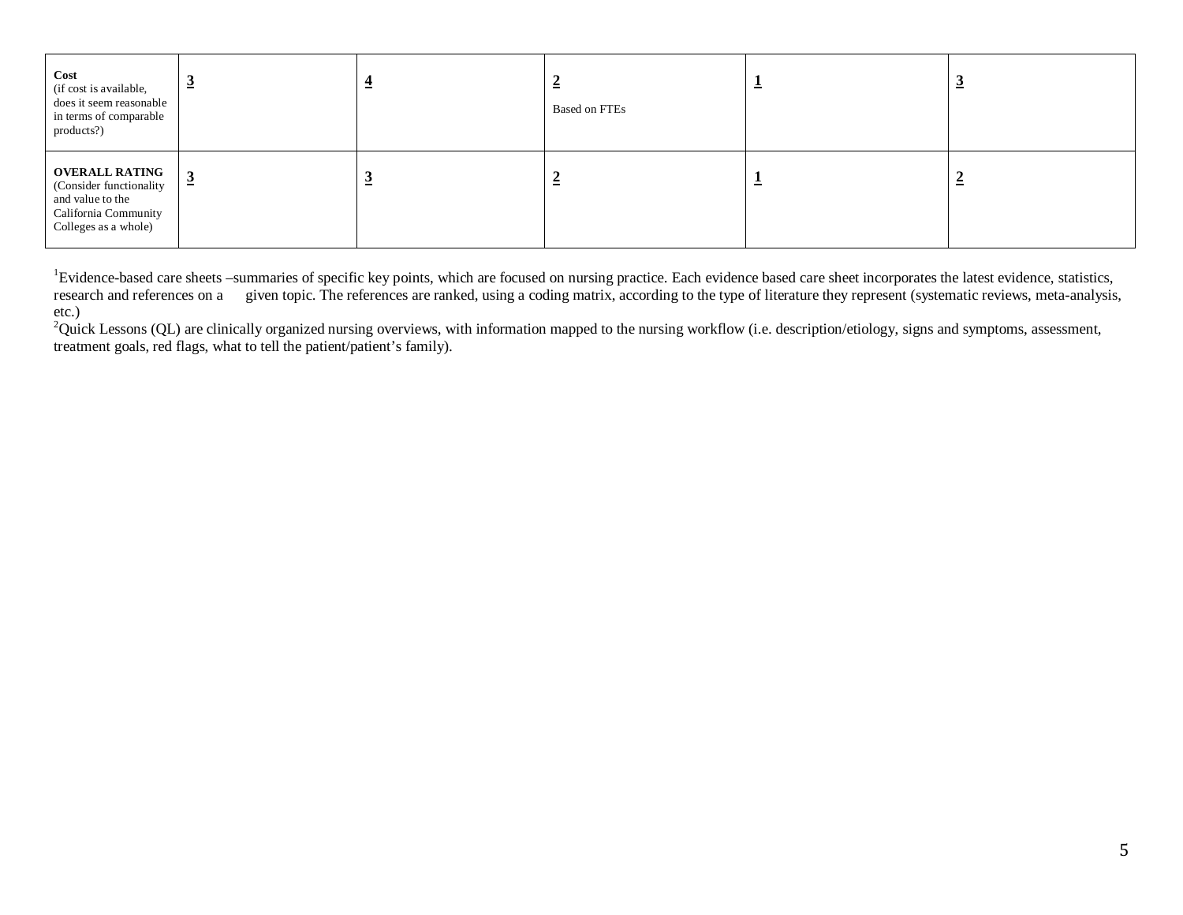| | | | | | |
|---|---|---|---|---|---|
| **Cost** (if cost is available, does it seem reasonable in terms of comparable products?) | **3** | **4** | **2** Based on FTEs | **1** | **3** |
| **OVERALL RATING** (Consider functionality and value to the California Community Colleges as a whole) | **3** | **3** | **2** | **1** | **2** |

[1]Evidence-based care sheets –summaries of specific key points, which are focused on nursing practice. Each evidence based care sheet incorporates the latest evidence, statistics, research and references on a given topic. The references are ranked, using a coding matrix, according to the type of literature they represent (systematic reviews, meta-analysis, etc.)

[2]Quick Lessons (QL) are clinically organized nursing overviews, with information mapped to the nursing workflow (i.e. description/etiology, signs and symptoms, assessment, treatment goals, red flags, what to tell the patient/patient's family).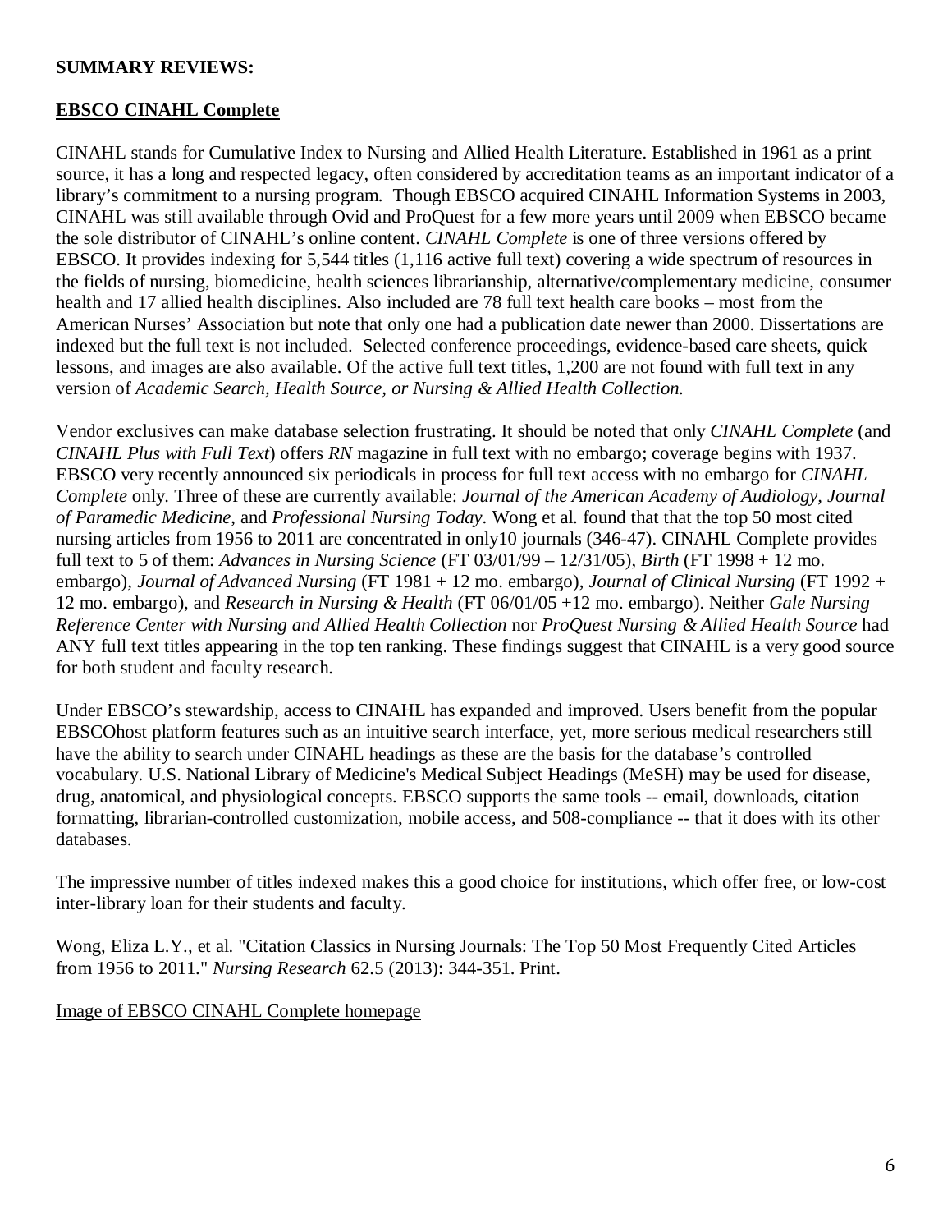**SUMMARY REVIEWS:**

## EBSCO CINAHL Complete

CINAHL stands for Cumulative Index to Nursing and Allied Health Literature. Established in 1961 as a print source, it has a long and respected legacy, often considered by accreditation teams as an important indicator of a library's commitment to a nursing program. Though EBSCO acquired CINAHL Information Systems in 2003, CINAHL was still available through Ovid and ProQuest for a few more years until 2009 when EBSCO became the sole distributor of CINAHL's online content. *CINAHL Complete* is one of three versions offered by EBSCO. It provides indexing for 5,544 titles (1,116 active full text) covering a wide spectrum of resources in the fields of nursing, biomedicine, health sciences librarianship, alternative/complementary medicine, consumer health and 17 allied health disciplines. Also included are 78 full text health care books – most from the American Nurses' Association but note that only one had a publication date newer than 2000. Dissertations are indexed but the full text is not included. Selected conference proceedings, evidence-based care sheets, quick lessons, and images are also available. Of the active full text titles, 1,200 are not found with full text in any version of *Academic Search, Health Source, or Nursing & Allied Health Collection.*

Vendor exclusives can make database selection frustrating. It should be noted that only *CINAHL Complete* (and *CINAHL Plus with Full Text*) offers *RN* magazine in full text with no embargo; coverage begins with 1937. EBSCO very recently announced six periodicals in process for full text access with no embargo for *CINAHL Complete* only. Three of these are currently available: *Journal of the American Academy of Audiology, Journal of Paramedic Medicine*, and *Professional Nursing Today*. Wong et al. found that that the top 50 most cited nursing articles from 1956 to 2011 are concentrated in only10 journals (346-47). CINAHL Complete provides full text to 5 of them: *Advances in Nursing Science* (FT 03/01/99 – 12/31/05), *Birth* (FT 1998 + 12 mo. embargo), *Journal of Advanced Nursing* (FT 1981 + 12 mo. embargo), *Journal of Clinical Nursing* (FT 1992 + 12 mo. embargo), and *Research in Nursing & Health* (FT 06/01/05 +12 mo. embargo). Neither *Gale Nursing Reference Center with Nursing and Allied Health Collection* nor *ProQuest Nursing & Allied Health Source* had ANY full text titles appearing in the top ten ranking. These findings suggest that CINAHL is a very good source for both student and faculty research.

Under EBSCO's stewardship, access to CINAHL has expanded and improved. Users benefit from the popular EBSCOhost platform features such as an intuitive search interface, yet, more serious medical researchers still have the ability to search under CINAHL headings as these are the basis for the database's controlled vocabulary. U.S. National Library of Medicine's Medical Subject Headings (MeSH) may be used for disease, drug, anatomical, and physiological concepts. EBSCO supports the same tools -- email, downloads, citation formatting, librarian-controlled customization, mobile access, and 508-compliance -- that it does with its other databases.

The impressive number of titles indexed makes this a good choice for institutions, which offer free, or low-cost inter-library loan for their students and faculty.

Wong, Eliza L.Y., et al. "Citation Classics in Nursing Journals: The Top 50 Most Frequently Cited Articles from 1956 to 2011." *Nursing Research* 62.5 (2013): 344-351. Print.

Image of EBSCO CINAHL Complete homepage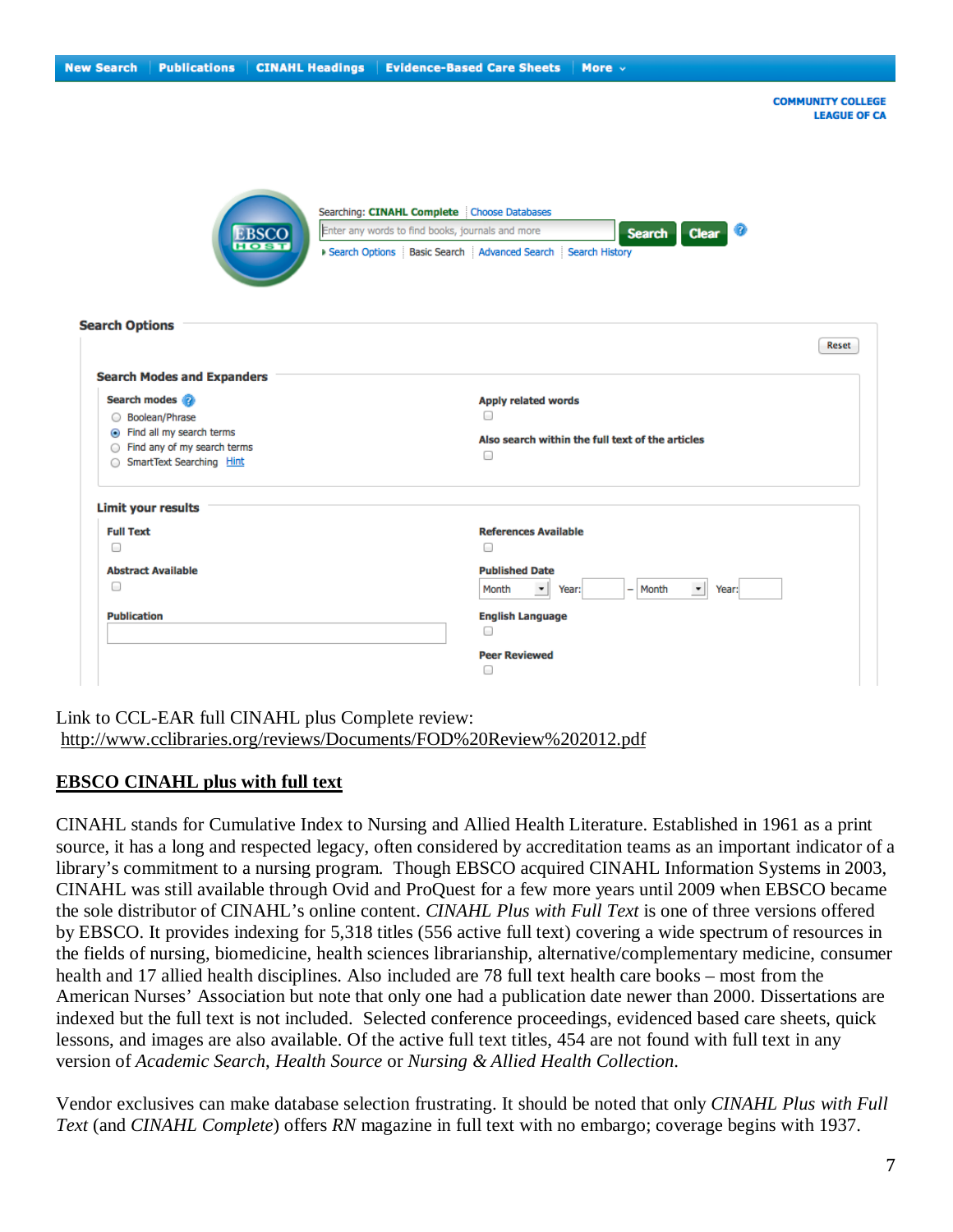New Search | Publications | CINAHL Headings | Evidence-Based Care Sheets | More

COMMUNITY COLLEGE LEAGUE OF CA

Searching: **CINAHL Complete** | Choose Databases

Enter any words to find books, journals and more | Search | Clear

Search Options | Basic Search | Advanced Search | Search History

**Search Options**

Reset

**Search Modes and Expanders**

**Search modes**

- Boolean/Phrase
- Find all my search terms
- Find any of my search terms
- SmartText Searching Hint

**Apply related words**

**Also search within the full text of the articles**

**Limit your results**

**Full Text**

**Abstract Available**

**Publication**

**References Available**

**Published Date**

Month Year: – Month Year:

**English Language**

**Peer Reviewed**

Link to CCL-EAR full CINAHL plus Complete review:
http://www.cclibraries.org/reviews/Documents/FOD%20Review%202012.pdf

## EBSCO CINAHL plus with full text

CINAHL stands for Cumulative Index to Nursing and Allied Health Literature. Established in 1961 as a print source, it has a long and respected legacy, often considered by accreditation teams as an important indicator of a library's commitment to a nursing program. Though EBSCO acquired CINAHL Information Systems in 2003, CINAHL was still available through Ovid and ProQuest for a few more years until 2009 when EBSCO became the sole distributor of CINAHL's online content. *CINAHL Plus with Full Text* is one of three versions offered by EBSCO. It provides indexing for 5,318 titles (556 active full text) covering a wide spectrum of resources in the fields of nursing, biomedicine, health sciences librarianship, alternative/complementary medicine, consumer health and 17 allied health disciplines. Also included are 78 full text health care books – most from the American Nurses' Association but note that only one had a publication date newer than 2000. Dissertations are indexed but the full text is not included. Selected conference proceedings, evidenced based care sheets, quick lessons, and images are also available. Of the active full text titles, 454 are not found with full text in any version of *Academic Search*, *Health Source* or *Nursing & Allied Health Collection*.

Vendor exclusives can make database selection frustrating. It should be noted that only *CINAHL Plus with Full Text* (and *CINAHL Complete*) offers *RN* magazine in full text with no embargo; coverage begins with 1937.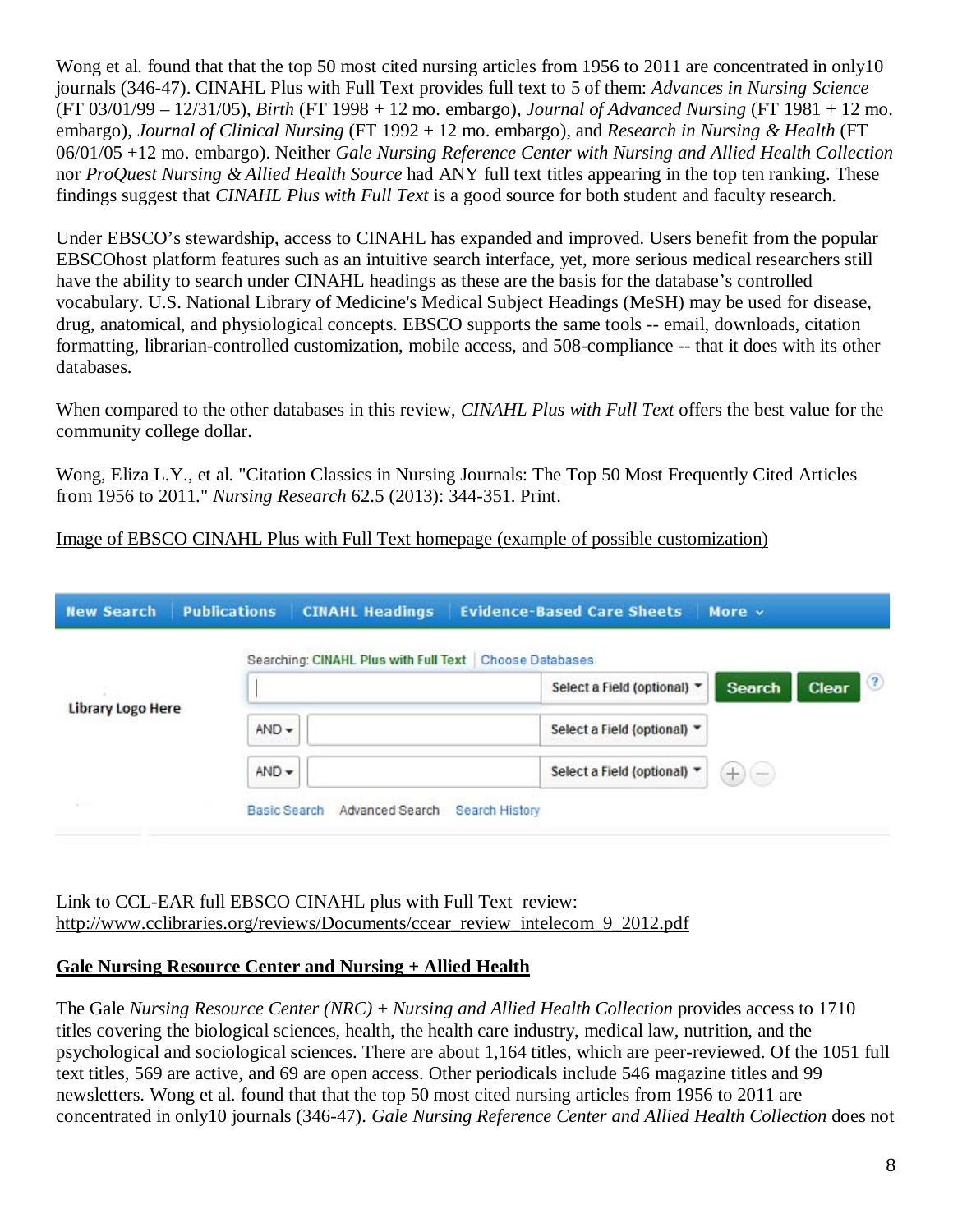Wong et al. found that that the top 50 most cited nursing articles from 1956 to 2011 are concentrated in only10 journals (346-47). CINAHL Plus with Full Text provides full text to 5 of them: *Advances in Nursing Science* (FT 03/01/99 – 12/31/05), *Birth* (FT 1998 + 12 mo. embargo), *Journal of Advanced Nursing* (FT 1981 + 12 mo. embargo), *Journal of Clinical Nursing* (FT 1992 + 12 mo. embargo), and *Research in Nursing & Health* (FT 06/01/05 +12 mo. embargo). Neither *Gale Nursing Reference Center with Nursing and Allied Health Collection* nor *ProQuest Nursing & Allied Health Source* had ANY full text titles appearing in the top ten ranking. These findings suggest that *CINAHL Plus with Full Text* is a good source for both student and faculty research.

Under EBSCO's stewardship, access to CINAHL has expanded and improved. Users benefit from the popular EBSCOhost platform features such as an intuitive search interface, yet, more serious medical researchers still have the ability to search under CINAHL headings as these are the basis for the database's controlled vocabulary. U.S. National Library of Medicine's Medical Subject Headings (MeSH) may be used for disease, drug, anatomical, and physiological concepts. EBSCO supports the same tools -- email, downloads, citation formatting, librarian-controlled customization, mobile access, and 508-compliance -- that it does with its other databases.

When compared to the other databases in this review, *CINAHL Plus with Full Text* offers the best value for the community college dollar.

Wong, Eliza L.Y., et al. "Citation Classics in Nursing Journals: The Top 50 Most Frequently Cited Articles from 1956 to 2011." *Nursing Research* 62.5 (2013): 344-351. Print.

Image of EBSCO CINAHL Plus with Full Text homepage (example of possible customization)

New Search | Publications | CINAHL Headings | Evidence-Based Care Sheets | More

Library Logo Here

Searching: CINAHL Plus with Full Text | Choose Databases

Select a Field (optional) | Search | Clear

AND | Select a Field (optional)

AND | Select a Field (optional)

Basic Search | Advanced Search | Search History

Link to CCL-EAR full EBSCO CINAHL plus with Full Text review: http://www.cclibraries.org/reviews/Documents/ccear_review_intelecom_9_2012.pdf

**Gale Nursing Resource Center and Nursing + Allied Health**

The Gale *Nursing Resource Center (NRC)* + *Nursing and Allied Health Collection* provides access to 1710 titles covering the biological sciences, health, the health care industry, medical law, nutrition, and the psychological and sociological sciences. There are about 1,164 titles, which are peer-reviewed. Of the 1051 full text titles, 569 are active, and 69 are open access. Other periodicals include 546 magazine titles and 99 newsletters. Wong et al. found that that the top 50 most cited nursing articles from 1956 to 2011 are concentrated in only10 journals (346-47). *Gale Nursing Reference Center and Allied Health Collection* does not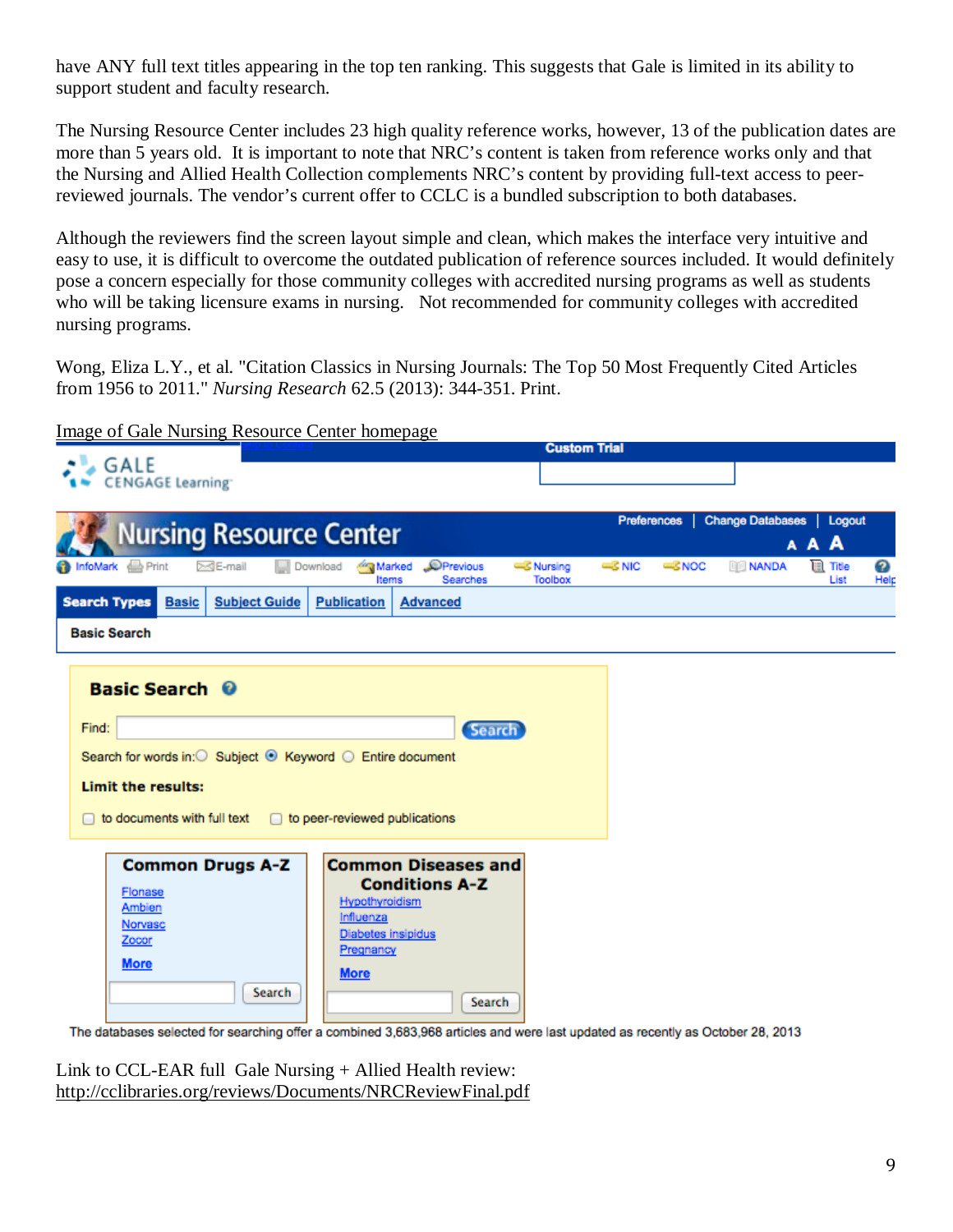have ANY full text titles appearing in the top ten ranking. This suggests that Gale is limited in its ability to support student and faculty research.

The Nursing Resource Center includes 23 high quality reference works, however, 13 of the publication dates are more than 5 years old. It is important to note that NRC's content is taken from reference works only and that the Nursing and Allied Health Collection complements NRC's content by providing full-text access to peer-reviewed journals. The vendor's current offer to CCLC is a bundled subscription to both databases.

Although the reviewers find the screen layout simple and clean, which makes the interface very intuitive and easy to use, it is difficult to overcome the outdated publication of reference sources included. It would definitely pose a concern especially for those community colleges with accredited nursing programs as well as students who will be taking licensure exams in nursing. Not recommended for community colleges with accredited nursing programs.

Wong, Eliza L.Y., et al. "Citation Classics in Nursing Journals: The Top 50 Most Frequently Cited Articles from 1956 to 2011." *Nursing Research* 62.5 (2013): 344-351. Print.

Image of Gale Nursing Resource Center homepage

Custom Trial

GALE CENGAGE Learning

Nursing Resource Center

Preferences | Change Databases | Logout

InfoMark Print E-mail Download Marked Items Previous Searches Nursing Toolbox NIC NOC NANDA Title List Help

Search Types | Basic | Subject Guide | Publication | Advanced

Basic Search

**Basic Search**

Find: Search

Search for words in: Subject Keyword Entire document

**Limit the results:**

to documents with full text to peer-reviewed publications

**Common Drugs A-Z**

Flonase
Ambien
Norvasc
Zocor
More

Search

**Common Diseases and Conditions A-Z**

Hypothyroidism
Influenza
Diabetes insipidus
Pregnancy
More

Search

The databases selected for searching offer a combined 3,683,968 articles and were last updated as recently as October 28, 2013

Link to CCL-EAR full Gale Nursing + Allied Health review:
http://cclibraries.org/reviews/Documents/NRCReviewFinal.pdf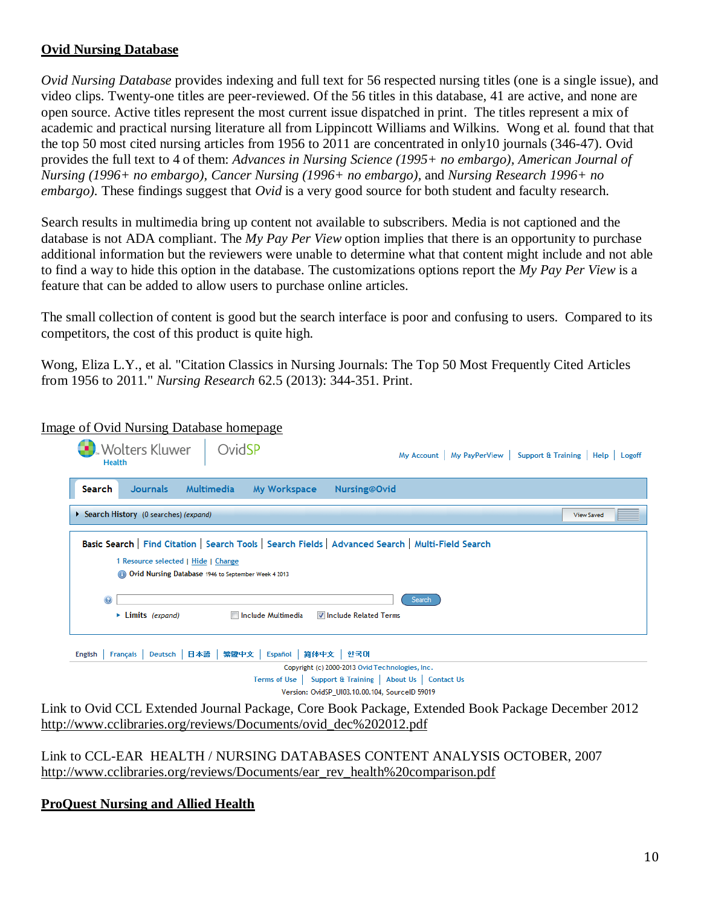## Ovid Nursing Database

*Ovid Nursing Database* provides indexing and full text for 56 respected nursing titles (one is a single issue), and video clips. Twenty-one titles are peer-reviewed. Of the 56 titles in this database, 41 are active, and none are open source. Active titles represent the most current issue dispatched in print. The titles represent a mix of academic and practical nursing literature all from Lippincott Williams and Wilkins. Wong et al. found that that the top 50 most cited nursing articles from 1956 to 2011 are concentrated in only10 journals (346-47). Ovid provides the full text to 4 of them: *Advances in Nursing Science (1995+ no embargo), American Journal of Nursing (1996+ no embargo), Cancer Nursing (1996+ no embargo),* and *Nursing Research 1996+ no embargo).* These findings suggest that *Ovid* is a very good source for both student and faculty research.

Search results in multimedia bring up content not available to subscribers. Media is not captioned and the database is not ADA compliant. The *My Pay Per View* option implies that there is an opportunity to purchase additional information but the reviewers were unable to determine what that content might include and not able to find a way to hide this option in the database. The customizations options report the *My Pay Per View* is a feature that can be added to allow users to purchase online articles.

The small collection of content is good but the search interface is poor and confusing to users. Compared to its competitors, the cost of this product is quite high.

Wong, Eliza L.Y., et al. "Citation Classics in Nursing Journals: The Top 50 Most Frequently Cited Articles from 1956 to 2011." *Nursing Research* 62.5 (2013): 344-351. Print.

Image of Ovid Nursing Database homepage

Wolters Kluwer Health | OvidSP

My Account | My PayPerView | Support & Training | Help | Logoff

Search | Journals | Multimedia | My Workspace | Nursing@Ovid

Search History (0 searches) (expand) — View Saved

Basic Search | Find Citation | Search Tools | Search Fields | Advanced Search | Multi-Field Search

1 Resource selected | Hide | Change

Ovid Nursing Database 1946 to September Week 4 2013

Search

Limits (expand) — Include Multimedia — Include Related Terms

English | Français | Deutsch | 日本語 | 繁體中文 | Español | 简体中文 | 한국어

Copyright (c) 2000-2013 Ovid Technologies, Inc.

Terms of Use | Support & Training | About Us | Contact Us

Version: OvidSP_UI03.10.00.104, SourceID 59019

Link to Ovid CCL Extended Journal Package, Core Book Package, Extended Book Package December 2012
http://www.cclibraries.org/reviews/Documents/ovid_dec%202012.pdf

Link to CCL-EAR HEALTH / NURSING DATABASES CONTENT ANALYSIS OCTOBER, 2007
http://www.cclibraries.org/reviews/Documents/ear_rev_health%20comparison.pdf

## ProQuest Nursing and Allied Health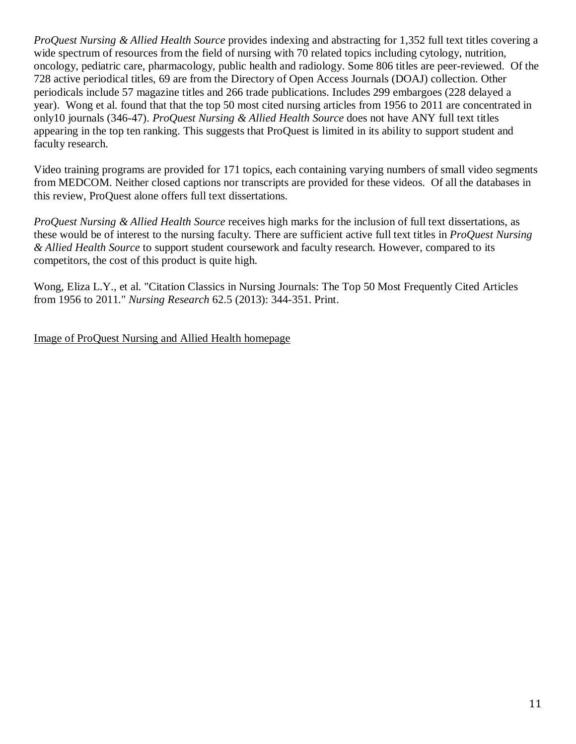*ProQuest Nursing & Allied Health Source* provides indexing and abstracting for 1,352 full text titles covering a wide spectrum of resources from the field of nursing with 70 related topics including cytology, nutrition, oncology, pediatric care, pharmacology, public health and radiology. Some 806 titles are peer-reviewed. Of the 728 active periodical titles, 69 are from the Directory of Open Access Journals (DOAJ) collection. Other periodicals include 57 magazine titles and 266 trade publications. Includes 299 embargoes (228 delayed a year). Wong et al. found that that the top 50 most cited nursing articles from 1956 to 2011 are concentrated in only10 journals (346-47). *ProQuest Nursing & Allied Health Source* does not have ANY full text titles appearing in the top ten ranking. This suggests that ProQuest is limited in its ability to support student and faculty research.

Video training programs are provided for 171 topics, each containing varying numbers of small video segments from MEDCOM. Neither closed captions nor transcripts are provided for these videos. Of all the databases in this review, ProQuest alone offers full text dissertations.

*ProQuest Nursing & Allied Health Source* receives high marks for the inclusion of full text dissertations, as these would be of interest to the nursing faculty. There are sufficient active full text titles in *ProQuest Nursing & Allied Health Source* to support student coursework and faculty research. However, compared to its competitors, the cost of this product is quite high.

Wong, Eliza L.Y., et al. "Citation Classics in Nursing Journals: The Top 50 Most Frequently Cited Articles from 1956 to 2011." *Nursing Research* 62.5 (2013): 344-351. Print.

Image of ProQuest Nursing and Allied Health homepage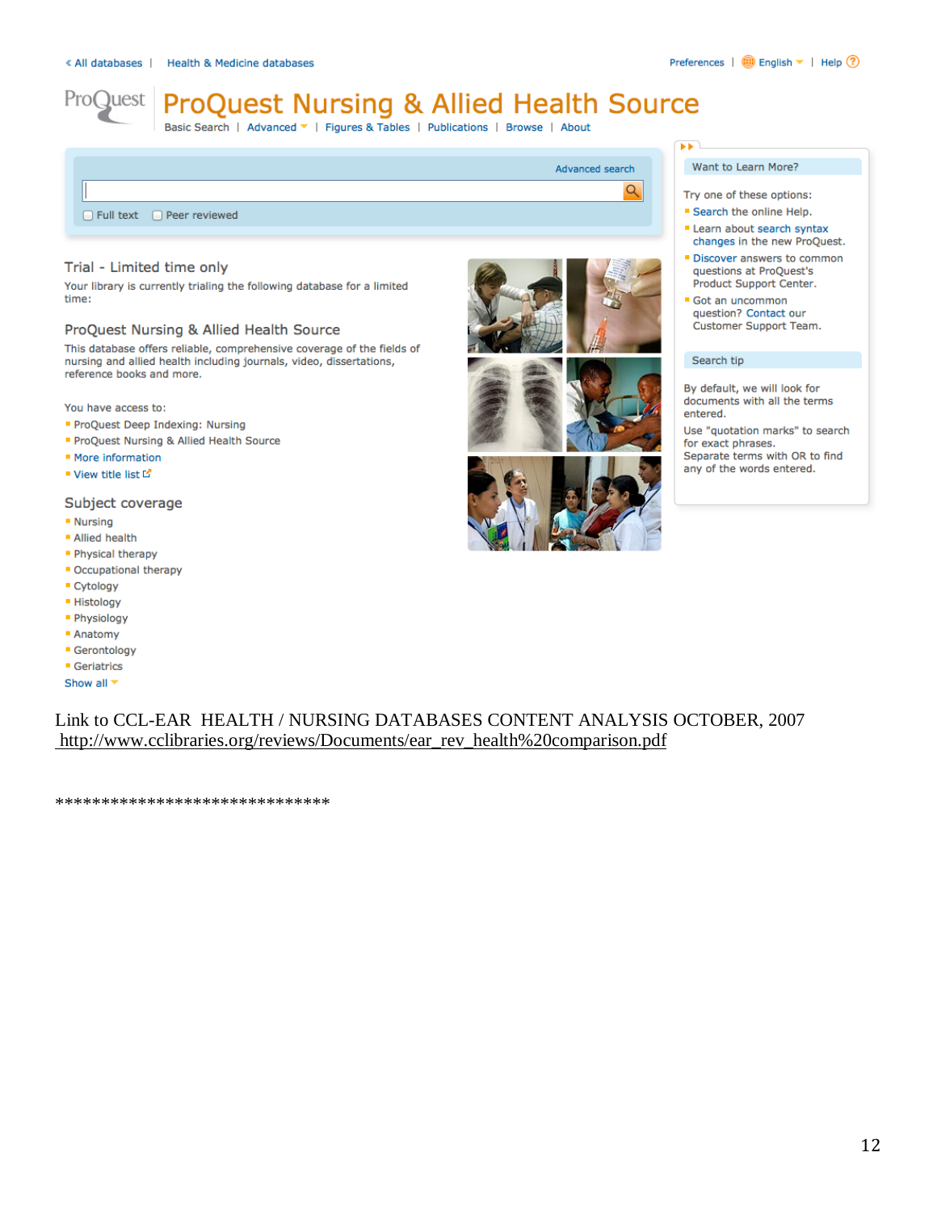« All databases | Health & Medicine databases

Preferences | English | Help

# ProQuest Nursing & Allied Health Source

Basic Search | Advanced | Figures & Tables | Publications | Browse | About

Advanced search

Full text   Peer reviewed

## Trial - Limited time only

Your library is currently trialing the following database for a limited time:

## ProQuest Nursing & Allied Health Source

This database offers reliable, comprehensive coverage of the fields of nursing and allied health including journals, video, dissertations, reference books and more.

You have access to:

- ProQuest Deep Indexing: Nursing
- ProQuest Nursing & Allied Health Source
- More information
- View title list

## Subject coverage

- Nursing
- Allied health
- Physical therapy
- Occupational therapy
- Cytology
- Histology
- Physiology
- Anatomy
- Gerontology
- Geriatrics

Show all

### Want to Learn More?

Try one of these options:

- Search the online Help.
- Learn about search syntax changes in the new ProQuest.
- Discover answers to common questions at ProQuest's Product Support Center.
- Got an uncommon question? Contact our Customer Support Team.

### Search tip

By default, we will look for documents with all the terms entered.

Use "quotation marks" to search for exact phrases.

Separate terms with OR to find any of the words entered.

Link to CCL-EAR HEALTH / NURSING DATABASES CONTENT ANALYSIS OCTOBER, 2007
http://www.cclibraries.org/reviews/Documents/ear_rev_health%20comparison.pdf

******************************